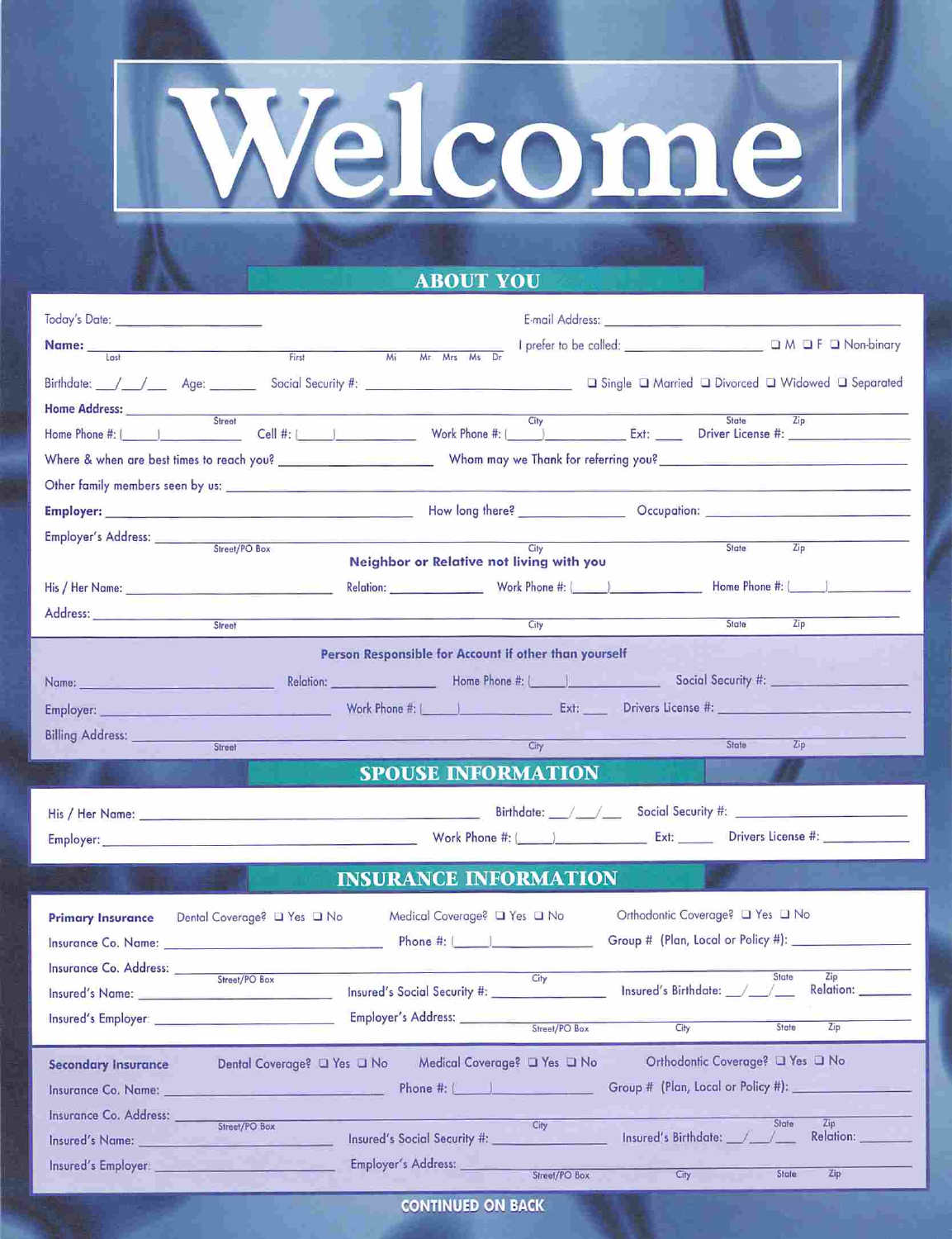# Welcome

## ABOUT YOU

Today's Date: ____________________ E-mail Address: ________________________________________

**Name:** ______________________________________________ I prefer to be called: ____________________ ❑ M ❑ F ❑ Non-binary
Last First Mi Mr Mrs Ms Dr

Birthdate: ___/___/___ Age: _______ Social Security #: ____________________________ ❑ Single ❑ Married ❑ Divorced ❑ Widowed ❑ Separated

**Home Address:** ________________________________________________________________________________
Street City State Zip

Home Phone #: (_____)__________ Cell #: (_____)__________ Work Phone #: (_____)__________ Ext: _____ Driver License #: ________________

Where & when are best times to reach you? ______________________ Whom may we Thank for referring you? ______________________________

Other family members seen by us: ________________________________________________________________________________

**Employer:** __________________________________________ How long there? ______________ Occupation: ________________________

Employer's Address: ________________________________________________________________________________
Street/PO Box City State Zip

**Neighbor or Relative not living with you**

His / Her Name: ____________________________ Relation: ______________ Work Phone #: (_____)__________ Home Phone #: (_____)__________

Address: ________________________________________________________________________________
Street City State Zip

**Person Responsible for Account if other than yourself**

Name: ____________________________ Relation: ______________ Home Phone #: (_____)__________ Social Security #: ____________________

Employer: ____________________________ Work Phone #: (_____)__________ Ext: _____ Drivers License #: ______________________

Billing Address: ________________________________________________________________________________
Street City State Zip

## SPOUSE INFORMATION

His / Her Name: __________________________________________ Birthdate: ___/___/___ Social Security #: ____________________

Employer: __________________________________________ Work Phone #: (_____)__________ Ext: _____ Drivers License #: ____________

## INSURANCE INFORMATION

**Primary Insurance** Dental Coverage? ❑ Yes ❑ No Medical Coverage? ❑ Yes ❑ No Orthodontic Coverage? ❑ Yes ❑ No

Insurance Co. Name: ____________________________ Phone #: (_____)__________ Group # (Plan, Local or Policy #): ________________

Insurance Co. Address: ________________________________________________________________________________
Street/PO Box City State Zip

Insured's Name: ____________________________ Insured's Social Security #: ________________ Insured's Birthdate: ___/___/___ Relation: _______

Insured's Employer: ____________________________ Employer's Address: ______________________________________________
Street/PO Box City State Zip

**Secondary Insurance** Dental Coverage? ❑ Yes ❑ No Medical Coverage? ❑ Yes ❑ No Orthodontic Coverage? ❑ Yes ❑ No

Insurance Co. Name: ____________________________ Phone #: (_____)__________ Group # (Plan, Local or Policy #): ________________

Insurance Co. Address: ________________________________________________________________________________
Street/PO Box City State Zip

Insured's Name: ____________________________ Insured's Social Security #: ________________ Insured's Birthdate: ___/___/___ Relation: _______

Insured's Employer: ____________________________ Employer's Address: ______________________________________________
Street/PO Box City State Zip

**CONTINUED ON BACK**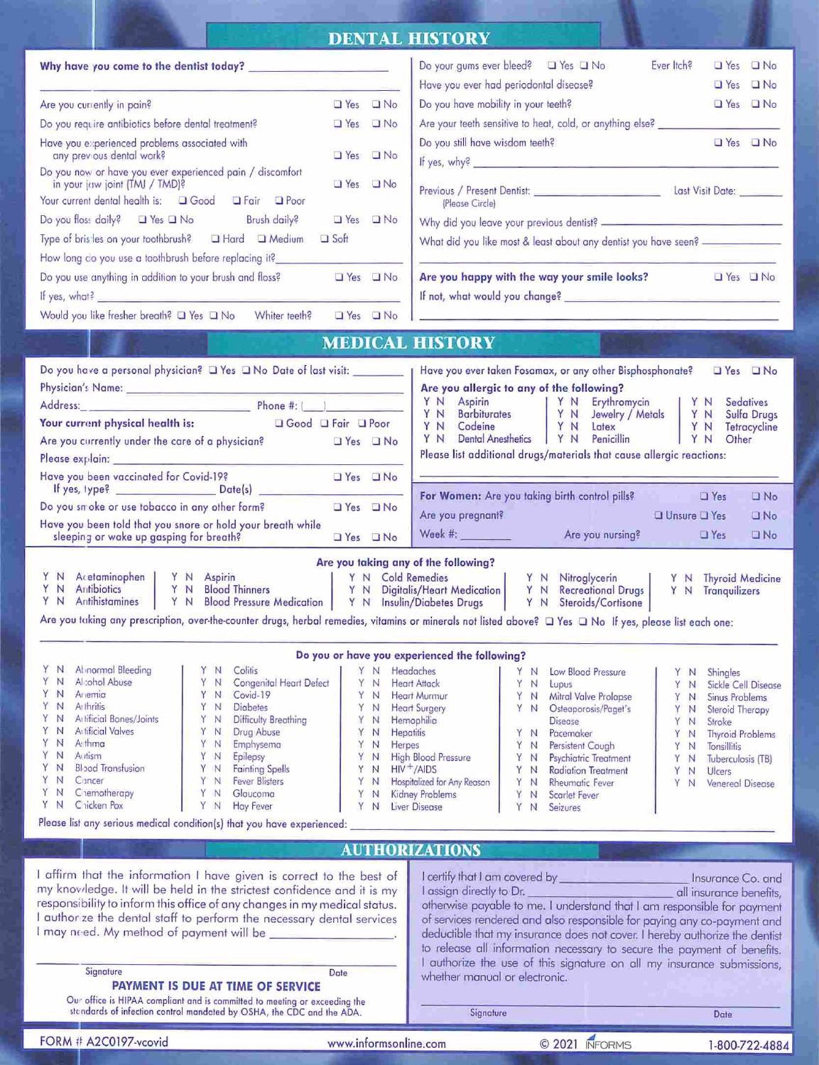## DENTAL HISTORY

**Why have you come to the dentist today?** ____________________

Are you currently in pain? ❑ Yes ❑ No

Do you require antibiotics before dental treatment? ❑ Yes ❑ No

Have you experienced problems associated with any previous dental work? ❑ Yes ❑ No

Do you now or have you ever experienced pain / discomfort in your jaw joint (TMJ / TMD)? ❑ Yes ❑ No

Your current dental health is: ❑ Good ❑ Fair ❑ Poor

Do you floss daily? ❑ Yes ❑ No Brush daily? ❑ Yes ❑ No

Type of bristles on your toothbrush? ❑ Hard ❑ Medium ❑ Soft

How long do you use a toothbrush before replacing it? ____________________

Do you use anything in addition to your brush and floss? ❑ Yes ❑ No

If yes, what? ____________________

Would you like fresher breath? ❑ Yes ❑ No Whiter teeth? ❑ Yes ❑ No

Do your gums ever bleed? ❑ Yes ❑ No Ever Itch? ❑ Yes ❑ No

Have you ever had periodontal disease? ❑ Yes ❑ No

Do you have mobility in your teeth? ❑ Yes ❑ No

Are your teeth sensitive to heat, cold, or anything else? ____________________

Do you still have wisdom teeth? ❑ Yes ❑ No

If yes, why? ____________________

Previous / Present Dentist: ____________________ Last Visit Date: ________
(Please Circle)

Why did you leave your previous dentist? ____________________

What did you like most & least about any dentist you have seen? ____________________

**Are you happy with the way your smile looks?** ❑ Yes ❑ No

If not, what would you change? ____________________

## MEDICAL HISTORY

Do you have a personal physician? ❑ Yes ❑ No Date of last visit: ________

Physician's Name: ____________________

Address: ____________________ Phone #: (___) ________

**Your current physical health is:** ❑ Good ❑ Fair ❑ Poor

Are you currently under the care of a physician? ❑ Yes ❑ No

Please explain: ____________________

Have you been vaccinated for Covid-19? ❑ Yes ❑ No
If yes, type? ____________ Date(s) ____________

Do you smoke or use tobacco in any other form? ❑ Yes ❑ No

Have you been told that you snore or hold your breath while sleeping or wake up gasping for breath? ❑ Yes ❑ No

Have you ever taken Fosamax, or any other Bisphosphonate? ❑ Yes ❑ No

**Are you allergic to any of the following?**

| | | |
|---|---|---|
| Y N Aspirin | Y N Erythromycin | Y N Sedatives |
| Y N Barbiturates | Y N Jewelry / Metals | Y N Sulfa Drugs |
| Y N Codeine | Y N Latex | Y N Tetracycline |
| Y N Dental Anesthetics | Y N Penicillin | Y N Other |

Please list additional drugs/materials that cause allergic reactions: ____________________

**For Women:** Are you taking birth control pills? ❑ Yes ❑ No

Are you pregnant? ❑ Unsure ❑ Yes ❑ No

Week #: ________ Are you nursing? ❑ Yes ❑ No

**Are you taking any of the following?**

| | | | | |
|---|---|---|---|---|
| Y N Acetaminophen | Y N Aspirin | Y N Cold Remedies | Y N Nitroglycerin | Y N Thyroid Medicine |
| Y N Antibiotics | Y N Blood Thinners | Y N Digitalis/Heart Medication | Y N Recreational Drugs | Y N Tranquilizers |
| Y N Antihistamines | Y N Blood Pressure Medication | Y N Insulin/Diabetes Drugs | Y N Steroids/Cortisone | |

Are you taking any prescription, over-the-counter drugs, herbal remedies, vitamins or minerals not listed above? ❑ Yes ❑ No If yes, please list each one:

____________________

**Do you or have you experienced the following?**

| | | | | |
|---|---|---|---|---|
| Y N Abnormal Bleeding | Y N Colitis | Y N Headaches | Y N Low Blood Pressure | Y N Shingles |
| Y N Alcohol Abuse | Y N Congenital Heart Defect | Y N Heart Attack | Y N Lupus | Y N Sickle Cell Disease |
| Y N Anemia | Y N Covid-19 | Y N Heart Murmur | Y N Mitral Valve Prolapse | Y N Sinus Problems |
| Y N Arthritis | Y N Diabetes | Y N Heart Surgery | Y N Osteoporosis/Paget's Disease | Y N Steroid Therapy |
| Y N Artificial Bones/Joints | Y N Difficulty Breathing | Y N Hemophilia | | Y N Stroke |
| Y N Artificial Valves | Y N Drug Abuse | Y N Hepatitis | Y N Pacemaker | Y N Thyroid Problems |
| Y N Asthma | Y N Emphysema | Y N Herpes | Y N Persistent Cough | Y N Tonsillitis |
| Y N Autism | Y N Epilepsy | Y N High Blood Pressure | Y N Psychiatric Treatment | Y N Tuberculosis (TB) |
| Y N Blood Transfusion | Y N Fainting Spells | Y N HIV+/AIDS | Y N Radiation Treatment | Y N Ulcers |
| Y N Cancer | Y N Fever Blisters | Y N Hospitalized for Any Reason | Y N Rheumatic Fever | Y N Venereal Disease |
| Y N Chemotherapy | Y N Glaucoma | Y N Kidney Problems | Y N Scarlet Fever | |
| Y N Chicken Pox | Y N Hay Fever | Y N Liver Disease | Y N Seizures | |

Please list any serious medical condition(s) that you have experienced: ____________________

## AUTHORIZATIONS

I affirm that the information I have given is correct to the best of my knowledge. It will be held in the strictest confidence and it is my responsibility to inform this office of any changes in my medical status. I authorize the dental staff to perform the necessary dental services I may need. My method of payment will be ____________________.

____________________ Signature ____________ Date

**PAYMENT IS DUE AT TIME OF SERVICE**

Our office is HIPAA compliant and is committed to meeting or exceeding the standards of infection control mandated by OSHA, the CDC and the ADA.

I certify that I am covered by ____________________ Insurance Co. and I assign directly to Dr. ____________________ all insurance benefits, otherwise payable to me. I understand that I am responsible for payment of services rendered and also responsible for paying any co-payment and deductible that my insurance does not cover. I hereby authorize the dentist to release all information necessary to secure the payment of benefits. I authorize the use of this signature on all my insurance submissions, whether manual or electronic.

____________________ Signature ____________ Date

FORM # A2C0197-vcovid www.informsonline.com © 2021 INFORMS 1-800-722-4884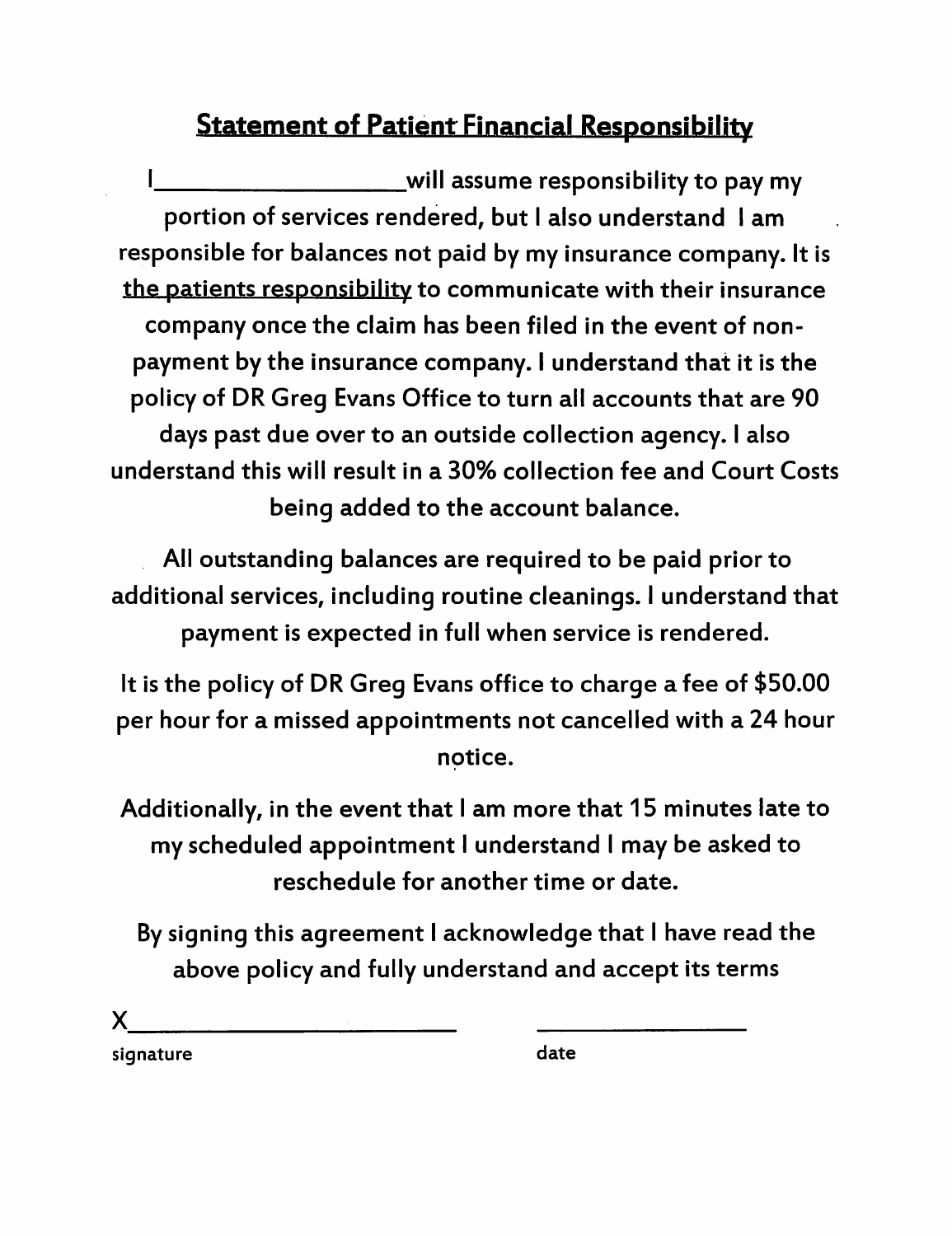## Statement of Patient Financial Responsibility

I____________________will assume responsibility to pay my portion of services rendered, but I also understand I am responsible for balances not paid by my insurance company. It is the patients responsibility to communicate with their insurance company once the claim has been filed in the event of non-payment by the insurance company. I understand that it is the policy of DR Greg Evans Office to turn all accounts that are 90 days past due over to an outside collection agency. I also understand this will result in a 30% collection fee and Court Costs being added to the account balance.

All outstanding balances are required to be paid prior to additional services, including routine cleanings. I understand that payment is expected in full when service is rendered.

It is the policy of DR Greg Evans office to charge a fee of $50.00 per hour for a missed appointments not cancelled with a 24 hour notice.

Additionally, in the event that I am more that 15 minutes late to my scheduled appointment I understand I may be asked to reschedule for another time or date.

By signing this agreement I acknowledge that I have read the above policy and fully understand and accept its terms

X__________________________ __________________

signature date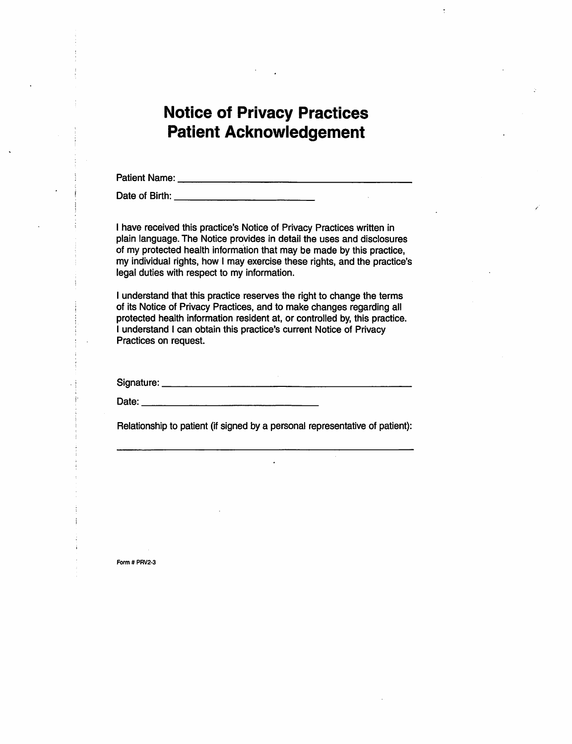# Notice of Privacy Practices
# Patient Acknowledgement

Patient Name: ______________________________________________

Date of Birth: ____________________________

I have received this practice's Notice of Privacy Practices written in plain language. The Notice provides in detail the uses and disclosures of my protected health information that may be made by this practice, my individual rights, how I may exercise these rights, and the practice's legal duties with respect to my information.

I understand that this practice reserves the right to change the terms of its Notice of Privacy Practices, and to make changes regarding all protected health information resident at, or controlled by, this practice. I understand I can obtain this practice's current Notice of Privacy Practices on request.

Signature: ______________________________________________

Date: ____________________________________

Relationship to patient (if signed by a personal representative of patient):

______________________________________________________________

Form # PRV2-3